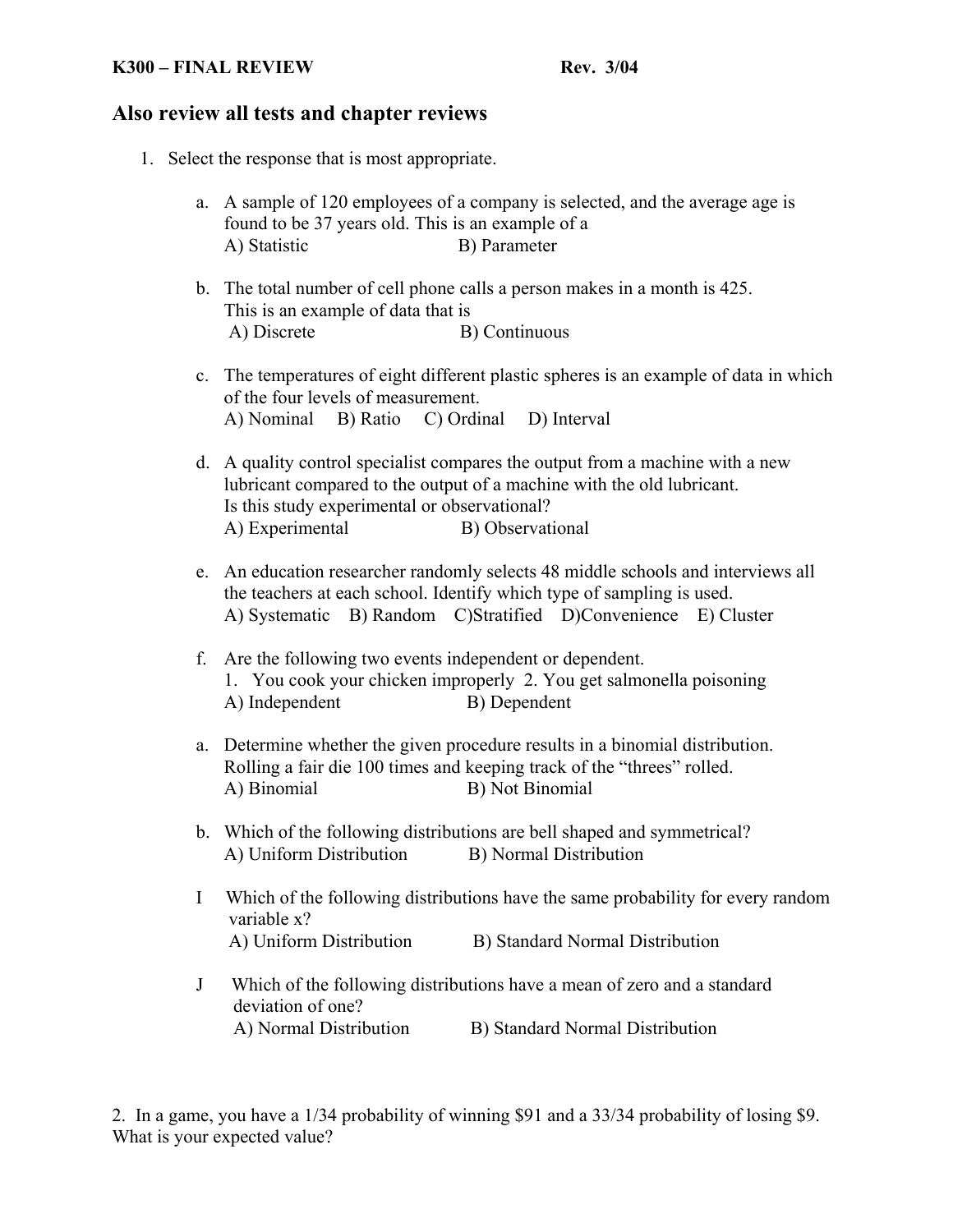**K300 – FINAL REVIEW** **Rev. 3/04**

## Also review all tests and chapter reviews

1. Select the response that is most appropriate.

   a. A sample of 120 employees of a company is selected, and the average age is found to be 37 years old. This is an example of a
      A) Statistic B) Parameter

   b. The total number of cell phone calls a person makes in a month is 425. This is an example of data that is
      A) Discrete B) Continuous

   c. The temperatures of eight different plastic spheres is an example of data in which of the four levels of measurement.
      A) Nominal B) Ratio C) Ordinal D) Interval

   d. A quality control specialist compares the output from a machine with a new lubricant compared to the output of a machine with the old lubricant. Is this study experimental or observational?
      A) Experimental B) Observational

   e. An education researcher randomly selects 48 middle schools and interviews all the teachers at each school. Identify which type of sampling is used.
      A) Systematic B) Random C)Stratified D)Convenience E) Cluster

   f. Are the following two events independent or dependent.
      1. You cook your chicken improperly 2. You get salmonella poisoning
      A) Independent B) Dependent

   a. Determine whether the given procedure results in a binomial distribution. Rolling a fair die 100 times and keeping track of the "threes" rolled.
      A) Binomial B) Not Binomial

   b. Which of the following distributions are bell shaped and symmetrical?
      A) Uniform Distribution B) Normal Distribution

   I Which of the following distributions have the same probability for every random variable x?
      A) Uniform Distribution B) Standard Normal Distribution

   J Which of the following distributions have a mean of zero and a standard deviation of one?
      A) Normal Distribution B) Standard Normal Distribution

2. In a game, you have a 1/34 probability of winning $91 and a 33/34 probability of losing $9. What is your expected value?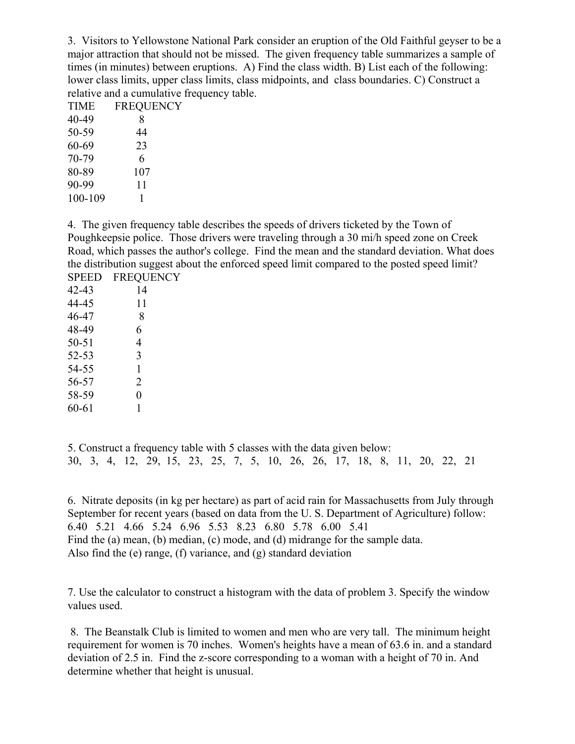3. Visitors to Yellowstone National Park consider an eruption of the Old Faithful geyser to be a major attraction that should not be missed. The given frequency table summarizes a sample of times (in minutes) between eruptions. A) Find the class width. B) List each of the following: lower class limits, upper class limits, class midpoints, and class boundaries. C) Construct a relative and a cumulative frequency table.

| TIME | FREQUENCY |
|---|---|
| 40-49 | 8 |
| 50-59 | 44 |
| 60-69 | 23 |
| 70-79 | 6 |
| 80-89 | 107 |
| 90-99 | 11 |
| 100-109 | 1 |

4. The given frequency table describes the speeds of drivers ticketed by the Town of Poughkeepsie police. Those drivers were traveling through a 30 mi/h speed zone on Creek Road, which passes the author's college. Find the mean and the standard deviation. What does the distribution suggest about the enforced speed limit compared to the posted speed limit?

| SPEED | FREQUENCY |
|---|---|
| 42-43 | 14 |
| 44-45 | 11 |
| 46-47 | 8 |
| 48-49 | 6 |
| 50-51 | 4 |
| 52-53 | 3 |
| 54-55 | 1 |
| 56-57 | 2 |
| 58-59 | 0 |
| 60-61 | 1 |

5. Construct a frequency table with 5 classes with the data given below:

30, 3, 4, 12, 29, 15, 23, 25, 7, 5, 10, 26, 26, 17, 18, 8, 11, 20, 22, 21

6. Nitrate deposits (in kg per hectare) as part of acid rain for Massachusetts from July through September for recent years (based on data from the U. S. Department of Agriculture) follow:

6.40 5.21 4.66 5.24 6.96 5.53 8.23 6.80 5.78 6.00 5.41

Find the (a) mean, (b) median, (c) mode, and (d) midrange for the sample data.
Also find the (e) range, (f) variance, and (g) standard deviation

7. Use the calculator to construct a histogram with the data of problem 3. Specify the window values used.

8. The Beanstalk Club is limited to women and men who are very tall. The minimum height requirement for women is 70 inches. Women's heights have a mean of 63.6 in. and a standard deviation of 2.5 in. Find the z-score corresponding to a woman with a height of 70 in. And determine whether that height is unusual.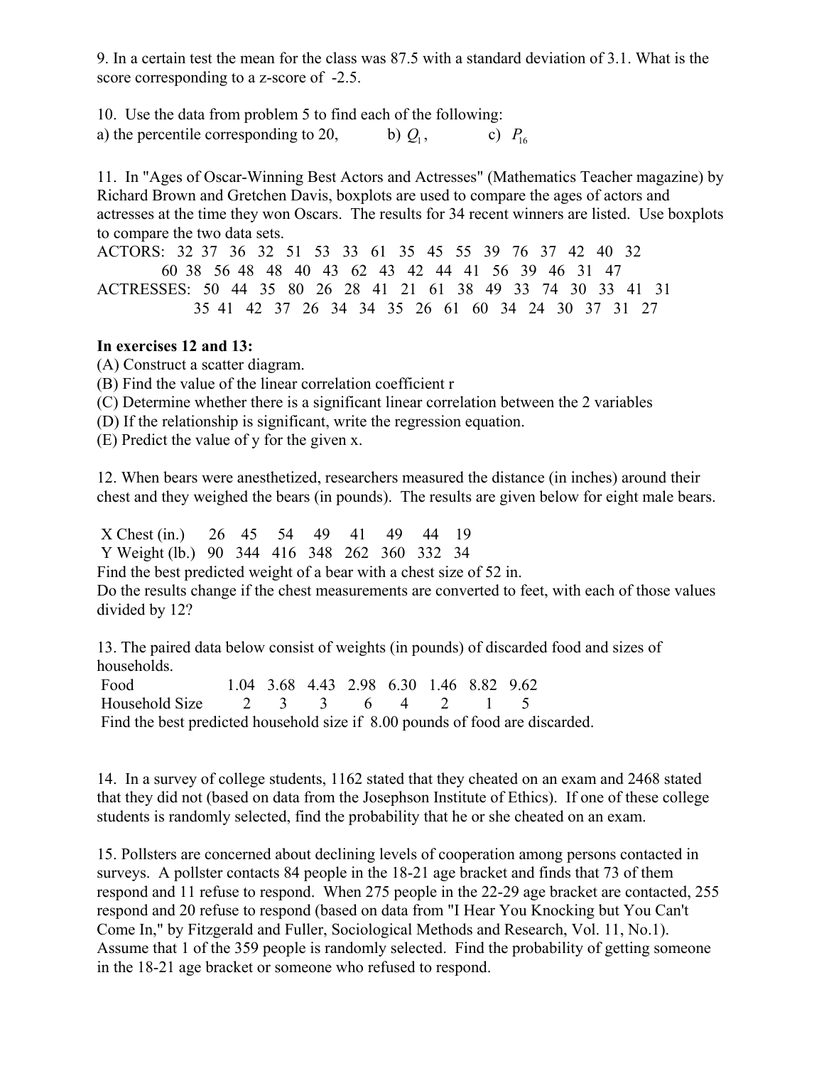9. In a certain test the mean for the class was 87.5 with a standard deviation of 3.1. What is the score corresponding to a z-score of -2.5.

10. Use the data from problem 5 to find each of the following:
a) the percentile corresponding to 20, b) $Q_1$, c) $P_{16}$

11. In "Ages of Oscar-Winning Best Actors and Actresses" (Mathematics Teacher magazine) by Richard Brown and Gretchen Davis, boxplots are used to compare the ages of actors and actresses at the time they won Oscars. The results for 34 recent winners are listed. Use boxplots to compare the two data sets.

ACTORS: 32 37 36 32 51 53 33 61 35 45 55 39 76 37 42 40 32
60 38 56 48 48 40 43 62 43 42 44 41 56 39 46 31 47

ACTRESSES: 50 44 35 80 26 28 41 21 61 38 49 33 74 30 33 41 31
35 41 42 37 26 34 34 35 26 61 60 34 24 30 37 31 27

**In exercises 12 and 13:**

(A) Construct a scatter diagram.
(B) Find the value of the linear correlation coefficient r
(C) Determine whether there is a significant linear correlation between the 2 variables
(D) If the relationship is significant, write the regression equation.
(E) Predict the value of y for the given x.

12. When bears were anesthetized, researchers measured the distance (in inches) around their chest and they weighed the bears (in pounds). The results are given below for eight male bears.

| X Chest (in.) | 26 | 45 | 54 | 49 | 41 | 49 | 44 | 19 |
|---|---|---|---|---|---|---|---|---|
| Y Weight (lb.) | 90 | 344 | 416 | 348 | 262 | 360 | 332 | 34 |

Find the best predicted weight of a bear with a chest size of 52 in.
Do the results change if the chest measurements are converted to feet, with each of those values divided by 12?

13. The paired data below consist of weights (in pounds) of discarded food and sizes of households.

| Food | 1.04 | 3.68 | 4.43 | 2.98 | 6.30 | 1.46 | 8.82 | 9.62 |
|---|---|---|---|---|---|---|---|---|
| Household Size | 2 | 3 | 3 | 6 | 4 | 2 | 1 | 5 |

Find the best predicted household size if 8.00 pounds of food are discarded.

14. In a survey of college students, 1162 stated that they cheated on an exam and 2468 stated that they did not (based on data from the Josephson Institute of Ethics). If one of these college students is randomly selected, find the probability that he or she cheated on an exam.

15. Pollsters are concerned about declining levels of cooperation among persons contacted in surveys. A pollster contacts 84 people in the 18-21 age bracket and finds that 73 of them respond and 11 refuse to respond. When 275 people in the 22-29 age bracket are contacted, 255 respond and 20 refuse to respond (based on data from "I Hear You Knocking but You Can't Come In," by Fitzgerald and Fuller, Sociological Methods and Research, Vol. 11, No.1). Assume that 1 of the 359 people is randomly selected. Find the probability of getting someone in the 18-21 age bracket or someone who refused to respond.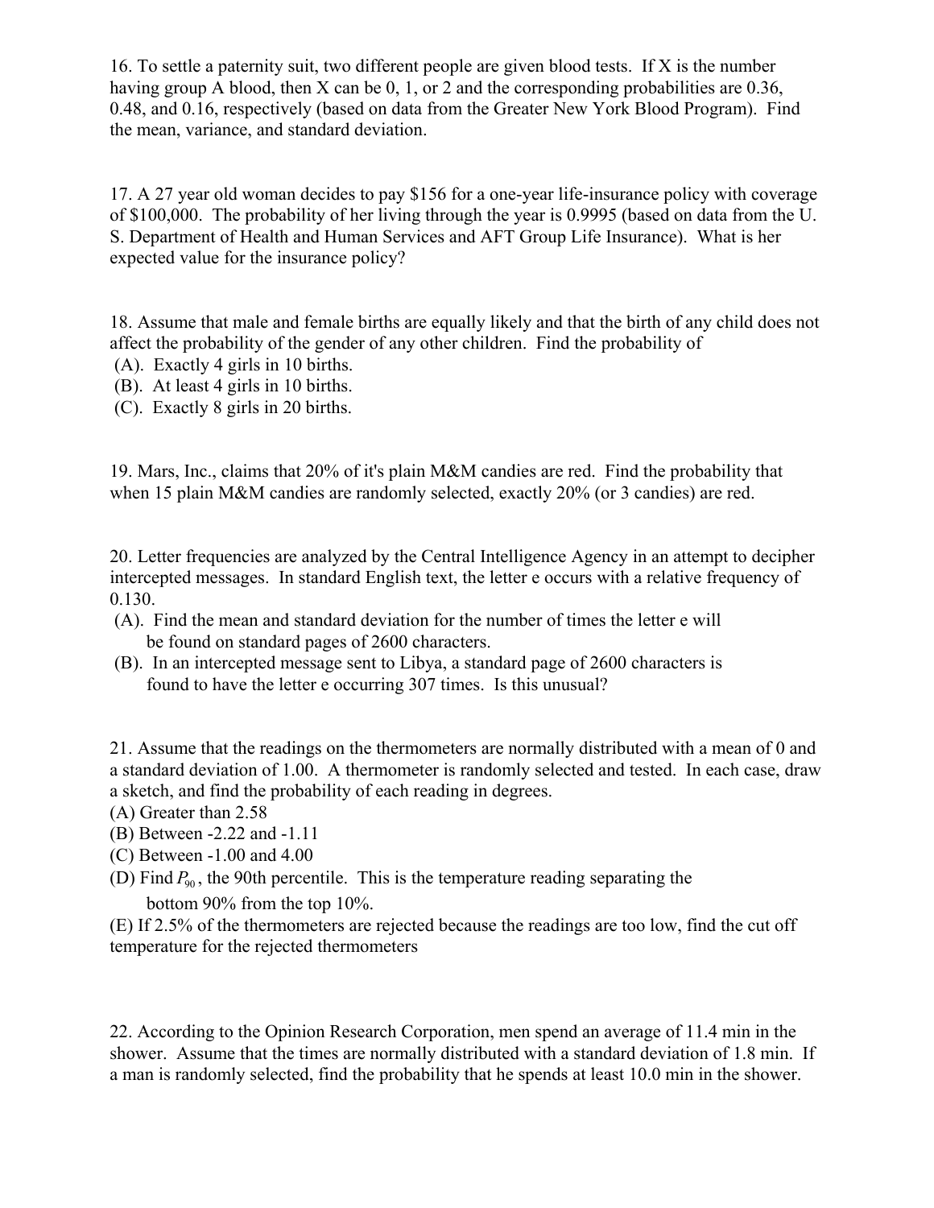16. To settle a paternity suit, two different people are given blood tests. If X is the number having group A blood, then X can be 0, 1, or 2 and the corresponding probabilities are 0.36, 0.48, and 0.16, respectively (based on data from the Greater New York Blood Program). Find the mean, variance, and standard deviation.

17. A 27 year old woman decides to pay $156 for a one-year life-insurance policy with coverage of $100,000. The probability of her living through the year is 0.9995 (based on data from the U. S. Department of Health and Human Services and AFT Group Life Insurance). What is her expected value for the insurance policy?

18. Assume that male and female births are equally likely and that the birth of any child does not affect the probability of the gender of any other children. Find the probability of

(A). Exactly 4 girls in 10 births.
(B). At least 4 girls in 10 births.
(C). Exactly 8 girls in 20 births.

19. Mars, Inc., claims that 20% of it's plain M&M candies are red. Find the probability that when 15 plain M&M candies are randomly selected, exactly 20% (or 3 candies) are red.

20. Letter frequencies are analyzed by the Central Intelligence Agency in an attempt to decipher intercepted messages. In standard English text, the letter e occurs with a relative frequency of 0.130.

(A). Find the mean and standard deviation for the number of times the letter e will be found on standard pages of 2600 characters.
(B). In an intercepted message sent to Libya, a standard page of 2600 characters is found to have the letter e occurring 307 times. Is this unusual?

21. Assume that the readings on the thermometers are normally distributed with a mean of 0 and a standard deviation of 1.00. A thermometer is randomly selected and tested. In each case, draw a sketch, and find the probability of each reading in degrees.

(A) Greater than 2.58
(B) Between -2.22 and -1.11
(C) Between -1.00 and 4.00
(D) Find $P_{90}$, the 90th percentile. This is the temperature reading separating the bottom 90% from the top 10%.
(E) If 2.5% of the thermometers are rejected because the readings are too low, find the cut off temperature for the rejected thermometers

22. According to the Opinion Research Corporation, men spend an average of 11.4 min in the shower. Assume that the times are normally distributed with a standard deviation of 1.8 min. If a man is randomly selected, find the probability that he spends at least 10.0 min in the shower.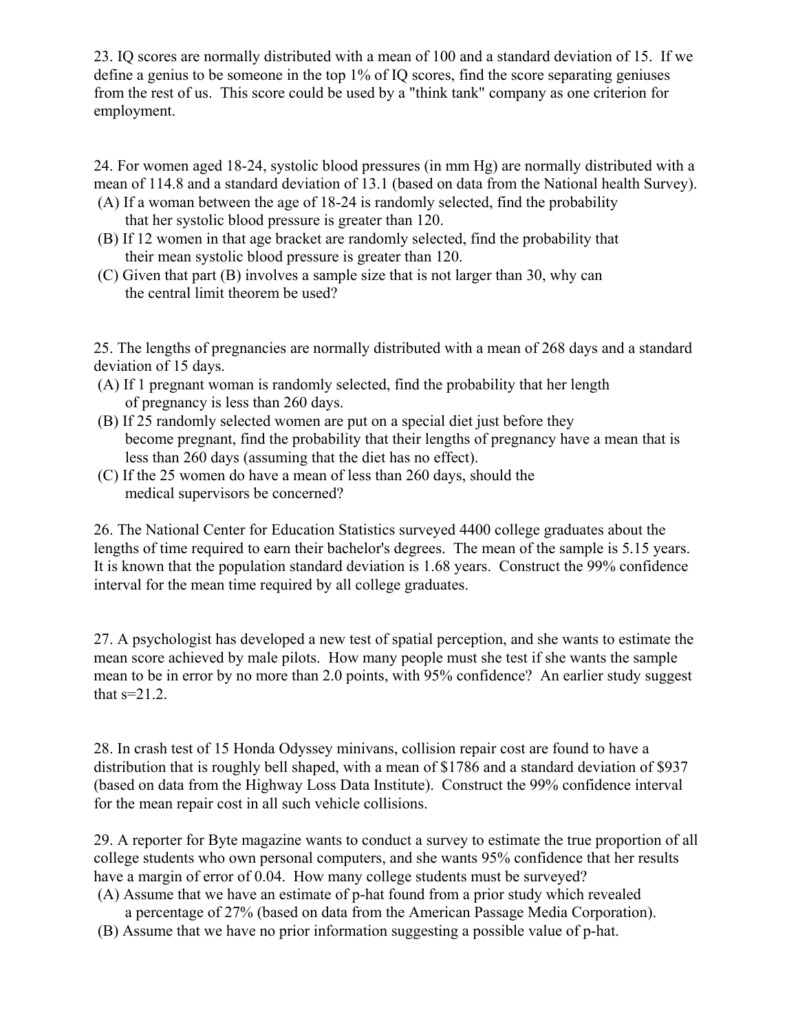23. IQ scores are normally distributed with a mean of 100 and a standard deviation of 15. If we define a genius to be someone in the top 1% of IQ scores, find the score separating geniuses from the rest of us. This score could be used by a "think tank" company as one criterion for employment.

24. For women aged 18-24, systolic blood pressures (in mm Hg) are normally distributed with a mean of 114.8 and a standard deviation of 13.1 (based on data from the National health Survey).

(A) If a woman between the age of 18-24 is randomly selected, find the probability that her systolic blood pressure is greater than 120.

(B) If 12 women in that age bracket are randomly selected, find the probability that their mean systolic blood pressure is greater than 120.

(C) Given that part (B) involves a sample size that is not larger than 30, why can the central limit theorem be used?

25. The lengths of pregnancies are normally distributed with a mean of 268 days and a standard deviation of 15 days.

(A) If 1 pregnant woman is randomly selected, find the probability that her length of pregnancy is less than 260 days.

(B) If 25 randomly selected women are put on a special diet just before they become pregnant, find the probability that their lengths of pregnancy have a mean that is less than 260 days (assuming that the diet has no effect).

(C) If the 25 women do have a mean of less than 260 days, should the medical supervisors be concerned?

26. The National Center for Education Statistics surveyed 4400 college graduates about the lengths of time required to earn their bachelor's degrees. The mean of the sample is 5.15 years. It is known that the population standard deviation is 1.68 years. Construct the 99% confidence interval for the mean time required by all college graduates.

27. A psychologist has developed a new test of spatial perception, and she wants to estimate the mean score achieved by male pilots. How many people must she test if she wants the sample mean to be in error by no more than 2.0 points, with 95% confidence? An earlier study suggest that $s=21.2$.

28. In crash test of 15 Honda Odyssey minivans, collision repair cost are found to have a distribution that is roughly bell shaped, with a mean of \$1786 and a standard deviation of \$937 (based on data from the Highway Loss Data Institute). Construct the 99% confidence interval for the mean repair cost in all such vehicle collisions.

29. A reporter for Byte magazine wants to conduct a survey to estimate the true proportion of all college students who own personal computers, and she wants 95% confidence that her results have a margin of error of 0.04. How many college students must be surveyed?

(A) Assume that we have an estimate of p-hat found from a prior study which revealed a percentage of 27% (based on data from the American Passage Media Corporation).

(B) Assume that we have no prior information suggesting a possible value of p-hat.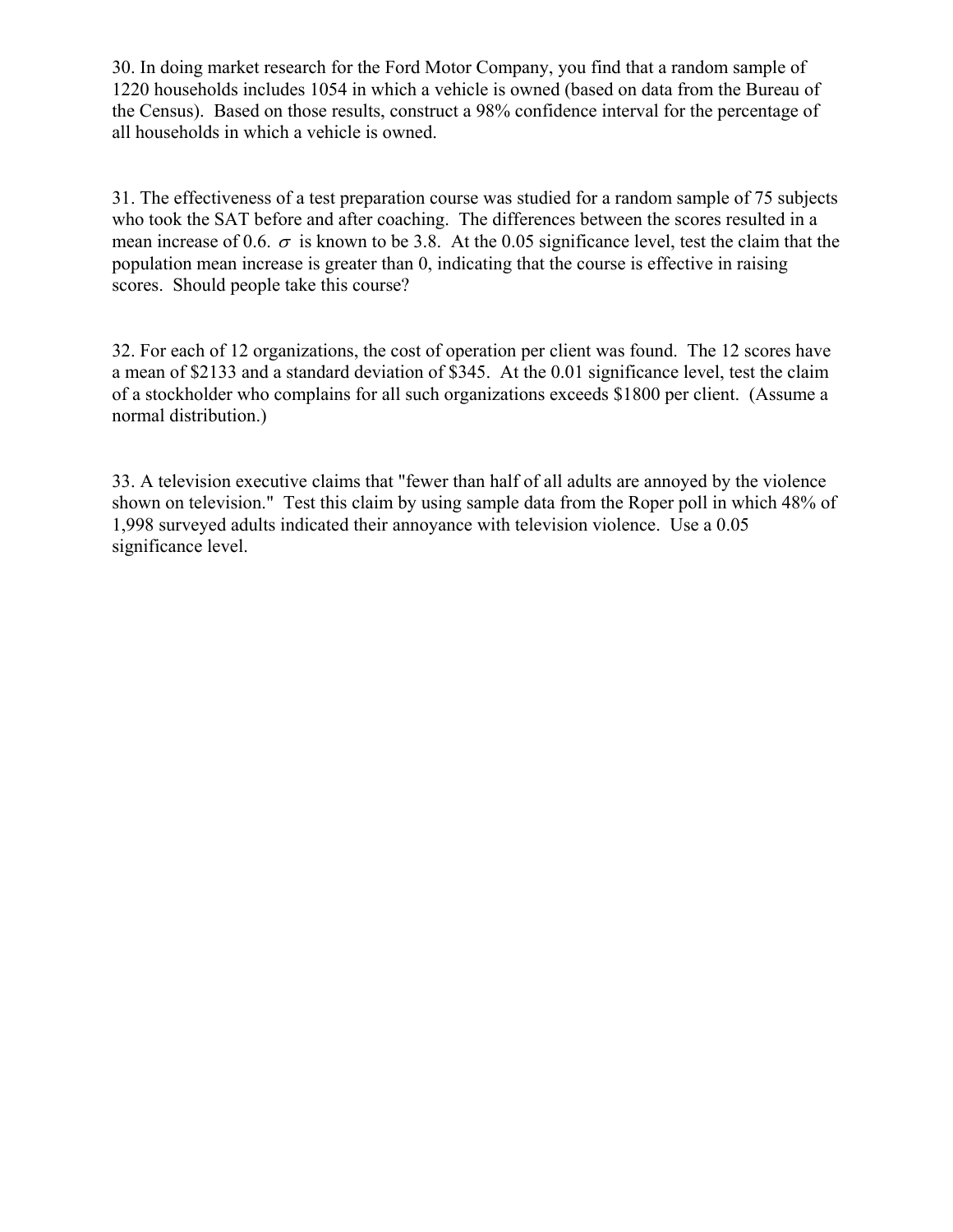30. In doing market research for the Ford Motor Company, you find that a random sample of 1220 households includes 1054 in which a vehicle is owned (based on data from the Bureau of the Census). Based on those results, construct a 98% confidence interval for the percentage of all households in which a vehicle is owned.

31. The effectiveness of a test preparation course was studied for a random sample of 75 subjects who took the SAT before and after coaching. The differences between the scores resulted in a mean increase of 0.6. $\sigma$ is known to be 3.8. At the 0.05 significance level, test the claim that the population mean increase is greater than 0, indicating that the course is effective in raising scores. Should people take this course?

32. For each of 12 organizations, the cost of operation per client was found. The 12 scores have a mean of $2133 and a standard deviation of $345. At the 0.01 significance level, test the claim of a stockholder who complains for all such organizations exceeds $1800 per client. (Assume a normal distribution.)

33. A television executive claims that "fewer than half of all adults are annoyed by the violence shown on television." Test this claim by using sample data from the Roper poll in which 48% of 1,998 surveyed adults indicated their annoyance with television violence. Use a 0.05 significance level.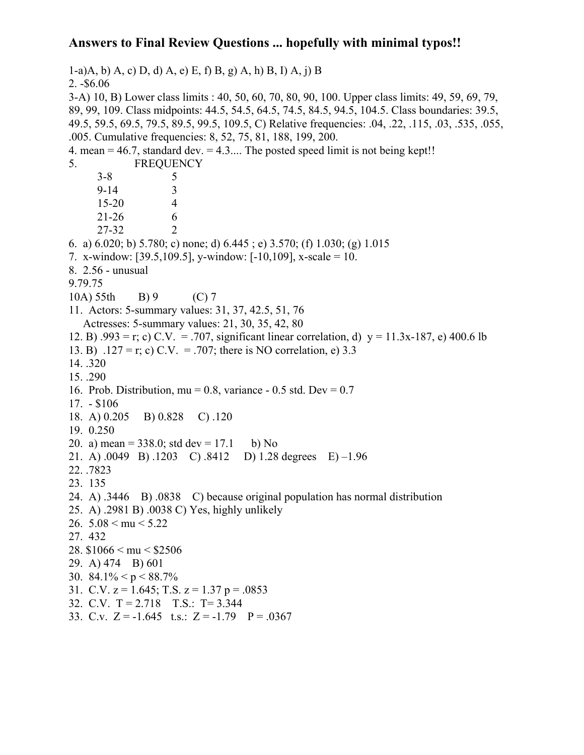# Answers to Final Review Questions ... hopefully with minimal typos!!

1-a)A, b) A, c) D, d) A, e) E, f) B, g) A, h) B, I) A, j) B

2. -$6.06

3-A) 10, B) Lower class limits : 40, 50, 60, 70, 80, 90, 100. Upper class limits: 49, 59, 69, 79, 89, 99, 109. Class midpoints: 44.5, 54.5, 64.5, 74.5, 84.5, 94.5, 104.5. Class boundaries: 39.5, 49.5, 59.5, 69.5, 79.5, 89.5, 99.5, 109.5, C) Relative frequencies: .04, .22, .115, .03, .535, .055, .005. Cumulative frequencies: 8, 52, 75, 81, 188, 199, 200.

4. mean = 46.7, standard dev. = 4.3.... The posted speed limit is not being kept!!

5.

| | FREQUENCY |
|---|---|
| 3-8 | 5 |
| 9-14 | 3 |
| 15-20 | 4 |
| 21-26 | 6 |
| 27-32 | 2 |

6. a) 6.020; b) 5.780; c) none; d) 6.445 ; e) 3.570; (f) 1.030; (g) 1.015

7. x-window: [39.5,109.5], y-window: [-10,109], x-scale = 10.

8. 2.56 - unusual

9.79.75

10A) 55th B) 9 (C) 7

11. Actors: 5-summary values: 31, 37, 42.5, 51, 76
 Actresses: 5-summary values: 21, 30, 35, 42, 80

12. B) .993 = r; c) C.V. = .707, significant linear correlation, d) y = 11.3x-187, e) 400.6 lb

13. B) .127 = r; c) C.V. = .707; there is NO correlation, e) 3.3

14. .320

15. .290

16. Prob. Distribution, mu = 0.8, variance - 0.5 std. Dev = 0.7

17. - $106

18. A) 0.205 B) 0.828 C) .120

19. 0.250

20. a) mean = 338.0; std dev = 17.1 b) No

21. A) .0049 B) .1203 C) .8412 D) 1.28 degrees E) –1.96

22. .7823

23. 135

24. A) .3446 B) .0838 C) because original population has normal distribution

25. A) .2981 B) .0038 C) Yes, highly unlikely

26. 5.08 < mu < 5.22

27. 432

28. $1066 < mu < $2506

29. A) 474 B) 601

30. 84.1% < p < 88.7%

31. C.V. z = 1.645; T.S. z = 1.37 p = .0853

32. C.V. T = 2.718 T.S.: T= 3.344

33. C.v. Z = -1.645 t.s.: Z = -1.79 P = .0367